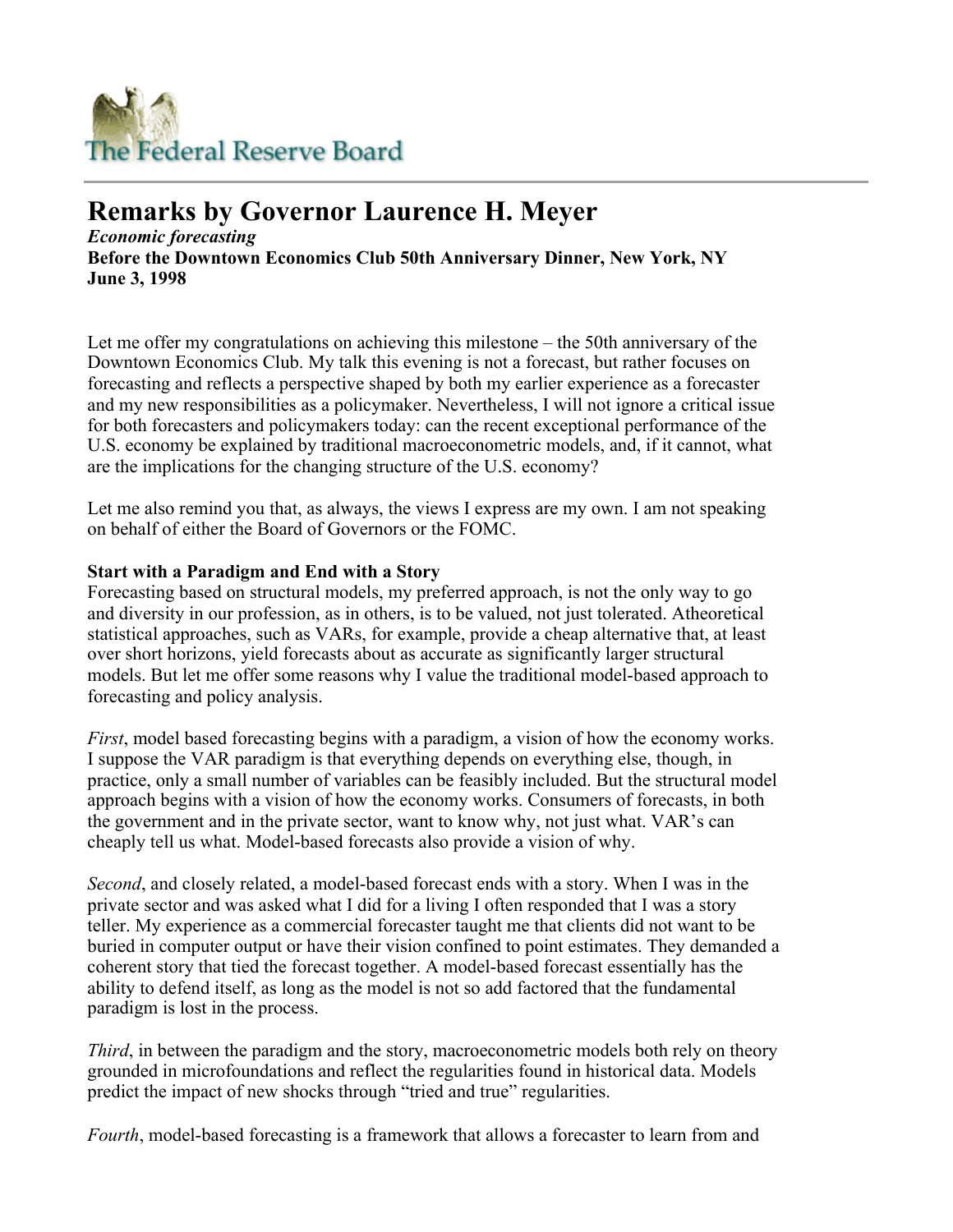# Remarks by Governor Laurence H. Meyer

***Economic forecasting***

**Before the Downtown Economics Club 50th Anniversary Dinner, New York, NY**
**June 3, 1998**

Let me offer my congratulations on achieving this milestone – the 50th anniversary of the Downtown Economics Club. My talk this evening is not a forecast, but rather focuses on forecasting and reflects a perspective shaped by both my earlier experience as a forecaster and my new responsibilities as a policymaker. Nevertheless, I will not ignore a critical issue for both forecasters and policymakers today: can the recent exceptional performance of the U.S. economy be explained by traditional macroeconometric models, and, if it cannot, what are the implications for the changing structure of the U.S. economy?

Let me also remind you that, as always, the views I express are my own. I am not speaking on behalf of either the Board of Governors or the FOMC.

**Start with a Paradigm and End with a Story**

Forecasting based on structural models, my preferred approach, is not the only way to go and diversity in our profession, as in others, is to be valued, not just tolerated. Atheoretical statistical approaches, such as VARs, for example, provide a cheap alternative that, at least over short horizons, yield forecasts about as accurate as significantly larger structural models. But let me offer some reasons why I value the traditional model-based approach to forecasting and policy analysis.

*First*, model based forecasting begins with a paradigm, a vision of how the economy works. I suppose the VAR paradigm is that everything depends on everything else, though, in practice, only a small number of variables can be feasibly included. But the structural model approach begins with a vision of how the economy works. Consumers of forecasts, in both the government and in the private sector, want to know why, not just what. VAR's can cheaply tell us what. Model-based forecasts also provide a vision of why.

*Second*, and closely related, a model-based forecast ends with a story. When I was in the private sector and was asked what I did for a living I often responded that I was a story teller. My experience as a commercial forecaster taught me that clients did not want to be buried in computer output or have their vision confined to point estimates. They demanded a coherent story that tied the forecast together. A model-based forecast essentially has the ability to defend itself, as long as the model is not so add factored that the fundamental paradigm is lost in the process.

*Third*, in between the paradigm and the story, macroeconometric models both rely on theory grounded in microfoundations and reflect the regularities found in historical data. Models predict the impact of new shocks through "tried and true" regularities.

*Fourth*, model-based forecasting is a framework that allows a forecaster to learn from and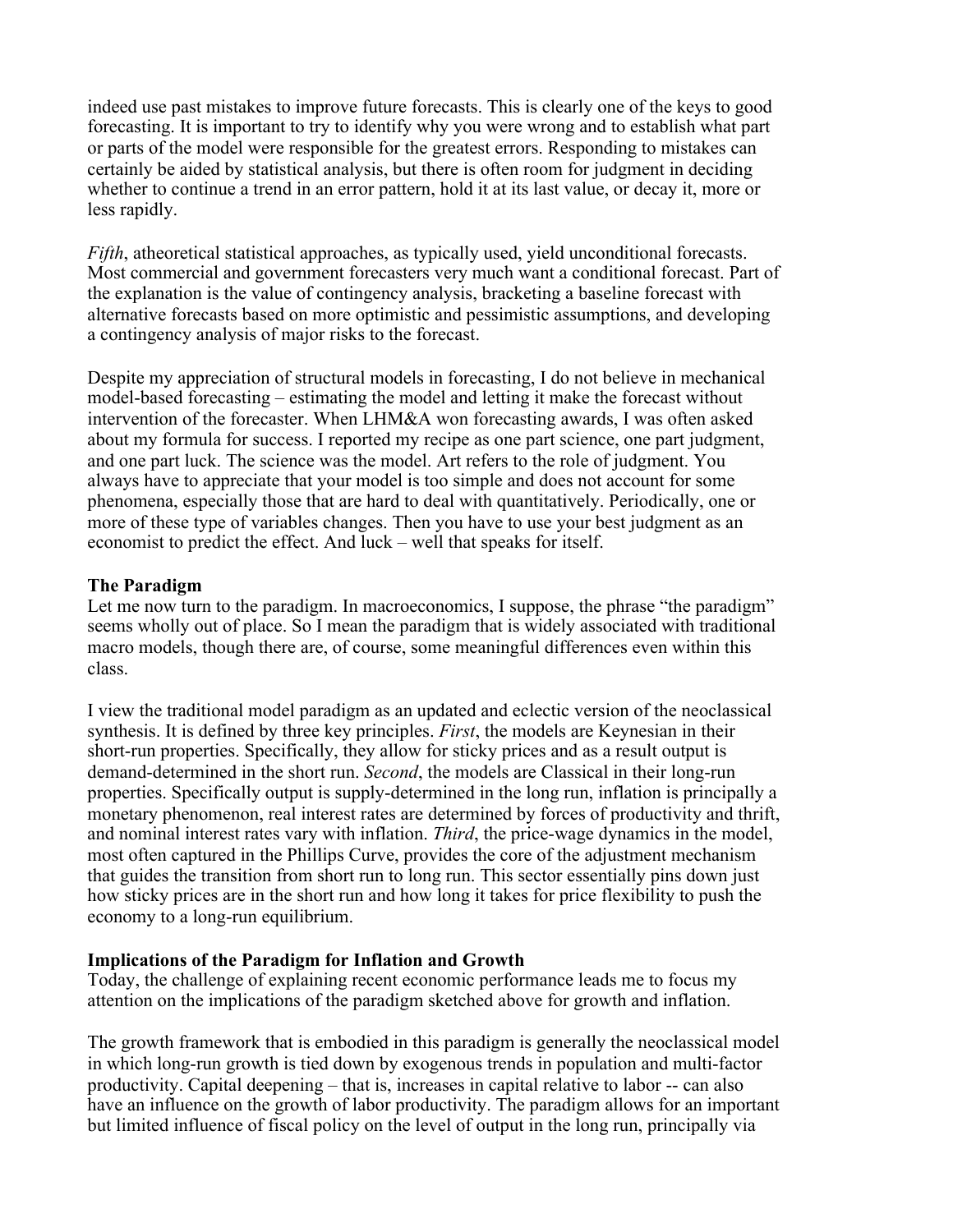indeed use past mistakes to improve future forecasts. This is clearly one of the keys to good forecasting. It is important to try to identify why you were wrong and to establish what part or parts of the model were responsible for the greatest errors. Responding to mistakes can certainly be aided by statistical analysis, but there is often room for judgment in deciding whether to continue a trend in an error pattern, hold it at its last value, or decay it, more or less rapidly.

*Fifth*, atheoretical statistical approaches, as typically used, yield unconditional forecasts. Most commercial and government forecasters very much want a conditional forecast. Part of the explanation is the value of contingency analysis, bracketing a baseline forecast with alternative forecasts based on more optimistic and pessimistic assumptions, and developing a contingency analysis of major risks to the forecast.

Despite my appreciation of structural models in forecasting, I do not believe in mechanical model-based forecasting – estimating the model and letting it make the forecast without intervention of the forecaster. When LHM&A won forecasting awards, I was often asked about my formula for success. I reported my recipe as one part science, one part judgment, and one part luck. The science was the model. Art refers to the role of judgment. You always have to appreciate that your model is too simple and does not account for some phenomena, especially those that are hard to deal with quantitatively. Periodically, one or more of these type of variables changes. Then you have to use your best judgment as an economist to predict the effect. And luck – well that speaks for itself.

## The Paradigm

Let me now turn to the paradigm. In macroeconomics, I suppose, the phrase "the paradigm" seems wholly out of place. So I mean the paradigm that is widely associated with traditional macro models, though there are, of course, some meaningful differences even within this class.

I view the traditional model paradigm as an updated and eclectic version of the neoclassical synthesis. It is defined by three key principles. *First*, the models are Keynesian in their short-run properties. Specifically, they allow for sticky prices and as a result output is demand-determined in the short run. *Second*, the models are Classical in their long-run properties. Specifically output is supply-determined in the long run, inflation is principally a monetary phenomenon, real interest rates are determined by forces of productivity and thrift, and nominal interest rates vary with inflation. *Third*, the price-wage dynamics in the model, most often captured in the Phillips Curve, provides the core of the adjustment mechanism that guides the transition from short run to long run. This sector essentially pins down just how sticky prices are in the short run and how long it takes for price flexibility to push the economy to a long-run equilibrium.

## Implications of the Paradigm for Inflation and Growth

Today, the challenge of explaining recent economic performance leads me to focus my attention on the implications of the paradigm sketched above for growth and inflation.

The growth framework that is embodied in this paradigm is generally the neoclassical model in which long-run growth is tied down by exogenous trends in population and multi-factor productivity. Capital deepening – that is, increases in capital relative to labor -- can also have an influence on the growth of labor productivity. The paradigm allows for an important but limited influence of fiscal policy on the level of output in the long run, principally via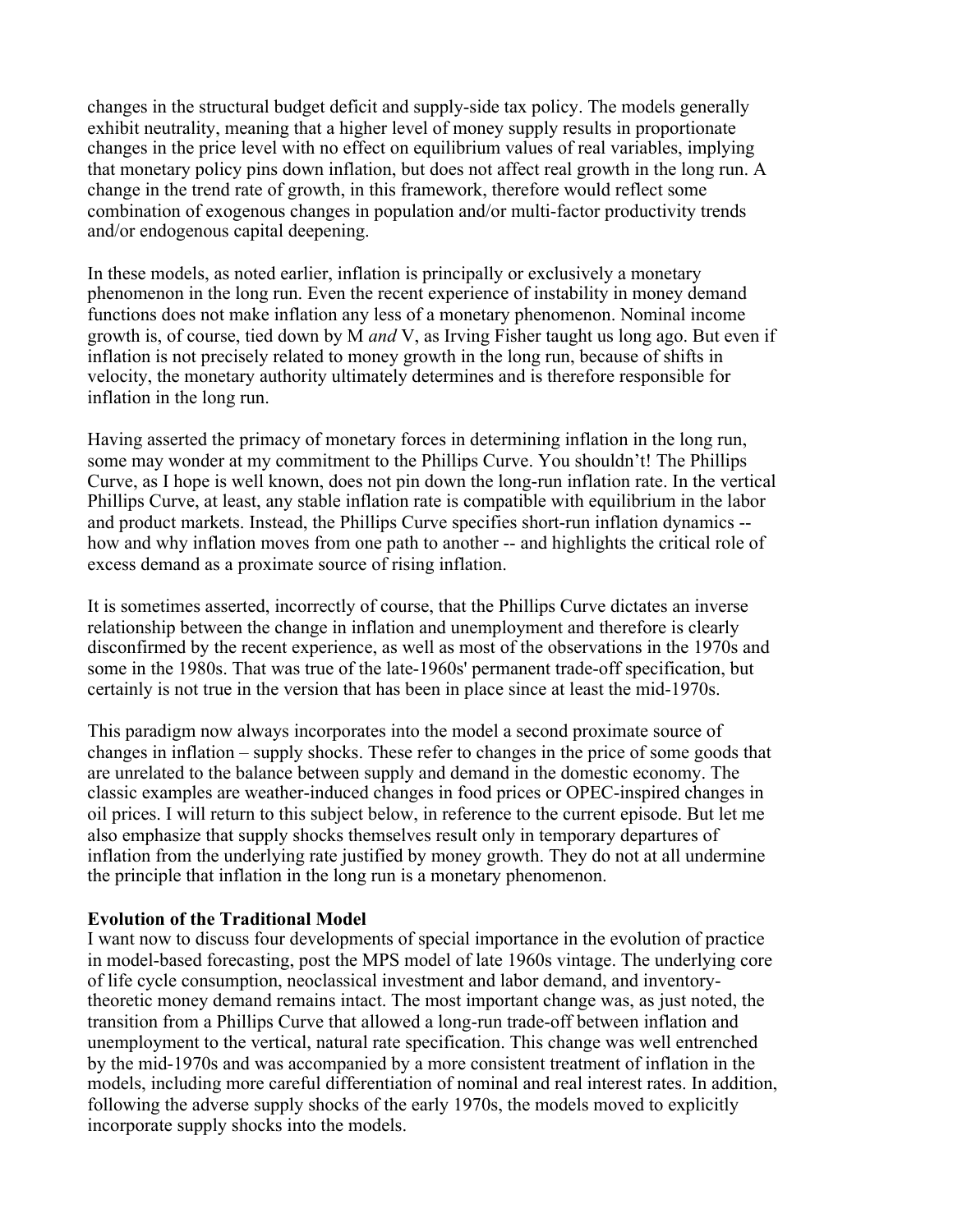changes in the structural budget deficit and supply-side tax policy. The models generally exhibit neutrality, meaning that a higher level of money supply results in proportionate changes in the price level with no effect on equilibrium values of real variables, implying that monetary policy pins down inflation, but does not affect real growth in the long run. A change in the trend rate of growth, in this framework, therefore would reflect some combination of exogenous changes in population and/or multi-factor productivity trends and/or endogenous capital deepening.

In these models, as noted earlier, inflation is principally or exclusively a monetary phenomenon in the long run. Even the recent experience of instability in money demand functions does not make inflation any less of a monetary phenomenon. Nominal income growth is, of course, tied down by M *and* V, as Irving Fisher taught us long ago. But even if inflation is not precisely related to money growth in the long run, because of shifts in velocity, the monetary authority ultimately determines and is therefore responsible for inflation in the long run.

Having asserted the primacy of monetary forces in determining inflation in the long run, some may wonder at my commitment to the Phillips Curve. You shouldn't! The Phillips Curve, as I hope is well known, does not pin down the long-run inflation rate. In the vertical Phillips Curve, at least, any stable inflation rate is compatible with equilibrium in the labor and product markets. Instead, the Phillips Curve specifies short-run inflation dynamics -- how and why inflation moves from one path to another -- and highlights the critical role of excess demand as a proximate source of rising inflation.

It is sometimes asserted, incorrectly of course, that the Phillips Curve dictates an inverse relationship between the change in inflation and unemployment and therefore is clearly disconfirmed by the recent experience, as well as most of the observations in the 1970s and some in the 1980s. That was true of the late-1960s' permanent trade-off specification, but certainly is not true in the version that has been in place since at least the mid-1970s.

This paradigm now always incorporates into the model a second proximate source of changes in inflation – supply shocks. These refer to changes in the price of some goods that are unrelated to the balance between supply and demand in the domestic economy. The classic examples are weather-induced changes in food prices or OPEC-inspired changes in oil prices. I will return to this subject below, in reference to the current episode. But let me also emphasize that supply shocks themselves result only in temporary departures of inflation from the underlying rate justified by money growth. They do not at all undermine the principle that inflation in the long run is a monetary phenomenon.

**Evolution of the Traditional Model**

I want now to discuss four developments of special importance in the evolution of practice in model-based forecasting, post the MPS model of late 1960s vintage. The underlying core of life cycle consumption, neoclassical investment and labor demand, and inventory-theoretic money demand remains intact. The most important change was, as just noted, the transition from a Phillips Curve that allowed a long-run trade-off between inflation and unemployment to the vertical, natural rate specification. This change was well entrenched by the mid-1970s and was accompanied by a more consistent treatment of inflation in the models, including more careful differentiation of nominal and real interest rates. In addition, following the adverse supply shocks of the early 1970s, the models moved to explicitly incorporate supply shocks into the models.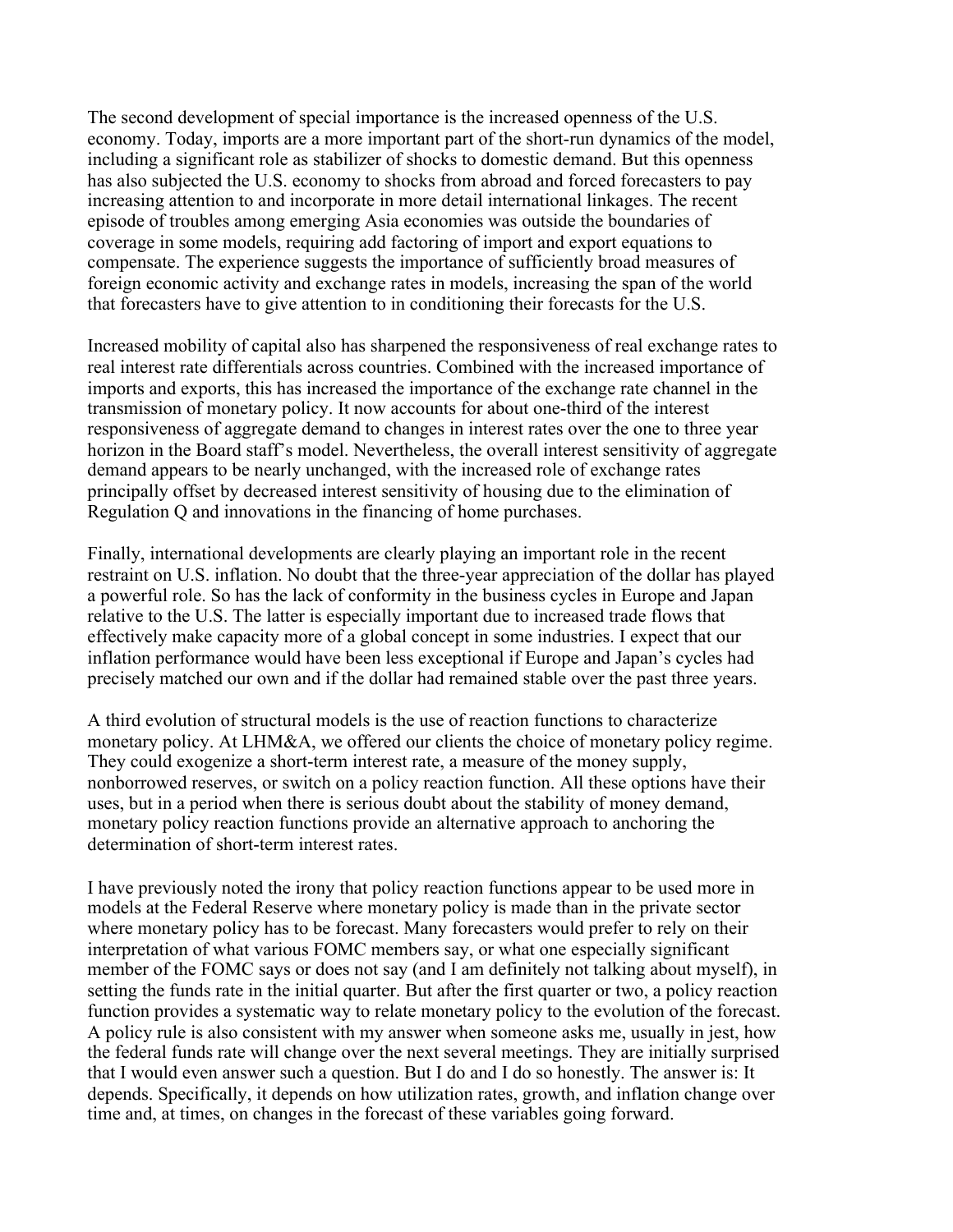The second development of special importance is the increased openness of the U.S. economy. Today, imports are a more important part of the short-run dynamics of the model, including a significant role as stabilizer of shocks to domestic demand. But this openness has also subjected the U.S. economy to shocks from abroad and forced forecasters to pay increasing attention to and incorporate in more detail international linkages. The recent episode of troubles among emerging Asia economies was outside the boundaries of coverage in some models, requiring add factoring of import and export equations to compensate. The experience suggests the importance of sufficiently broad measures of foreign economic activity and exchange rates in models, increasing the span of the world that forecasters have to give attention to in conditioning their forecasts for the U.S.

Increased mobility of capital also has sharpened the responsiveness of real exchange rates to real interest rate differentials across countries. Combined with the increased importance of imports and exports, this has increased the importance of the exchange rate channel in the transmission of monetary policy. It now accounts for about one-third of the interest responsiveness of aggregate demand to changes in interest rates over the one to three year horizon in the Board staff's model. Nevertheless, the overall interest sensitivity of aggregate demand appears to be nearly unchanged, with the increased role of exchange rates principally offset by decreased interest sensitivity of housing due to the elimination of Regulation Q and innovations in the financing of home purchases.

Finally, international developments are clearly playing an important role in the recent restraint on U.S. inflation. No doubt that the three-year appreciation of the dollar has played a powerful role. So has the lack of conformity in the business cycles in Europe and Japan relative to the U.S. The latter is especially important due to increased trade flows that effectively make capacity more of a global concept in some industries. I expect that our inflation performance would have been less exceptional if Europe and Japan's cycles had precisely matched our own and if the dollar had remained stable over the past three years.

A third evolution of structural models is the use of reaction functions to characterize monetary policy. At LHM&A, we offered our clients the choice of monetary policy regime. They could exogenize a short-term interest rate, a measure of the money supply, nonborrowed reserves, or switch on a policy reaction function. All these options have their uses, but in a period when there is serious doubt about the stability of money demand, monetary policy reaction functions provide an alternative approach to anchoring the determination of short-term interest rates.

I have previously noted the irony that policy reaction functions appear to be used more in models at the Federal Reserve where monetary policy is made than in the private sector where monetary policy has to be forecast. Many forecasters would prefer to rely on their interpretation of what various FOMC members say, or what one especially significant member of the FOMC says or does not say (and I am definitely not talking about myself), in setting the funds rate in the initial quarter. But after the first quarter or two, a policy reaction function provides a systematic way to relate monetary policy to the evolution of the forecast. A policy rule is also consistent with my answer when someone asks me, usually in jest, how the federal funds rate will change over the next several meetings. They are initially surprised that I would even answer such a question. But I do and I do so honestly. The answer is: It depends. Specifically, it depends on how utilization rates, growth, and inflation change over time and, at times, on changes in the forecast of these variables going forward.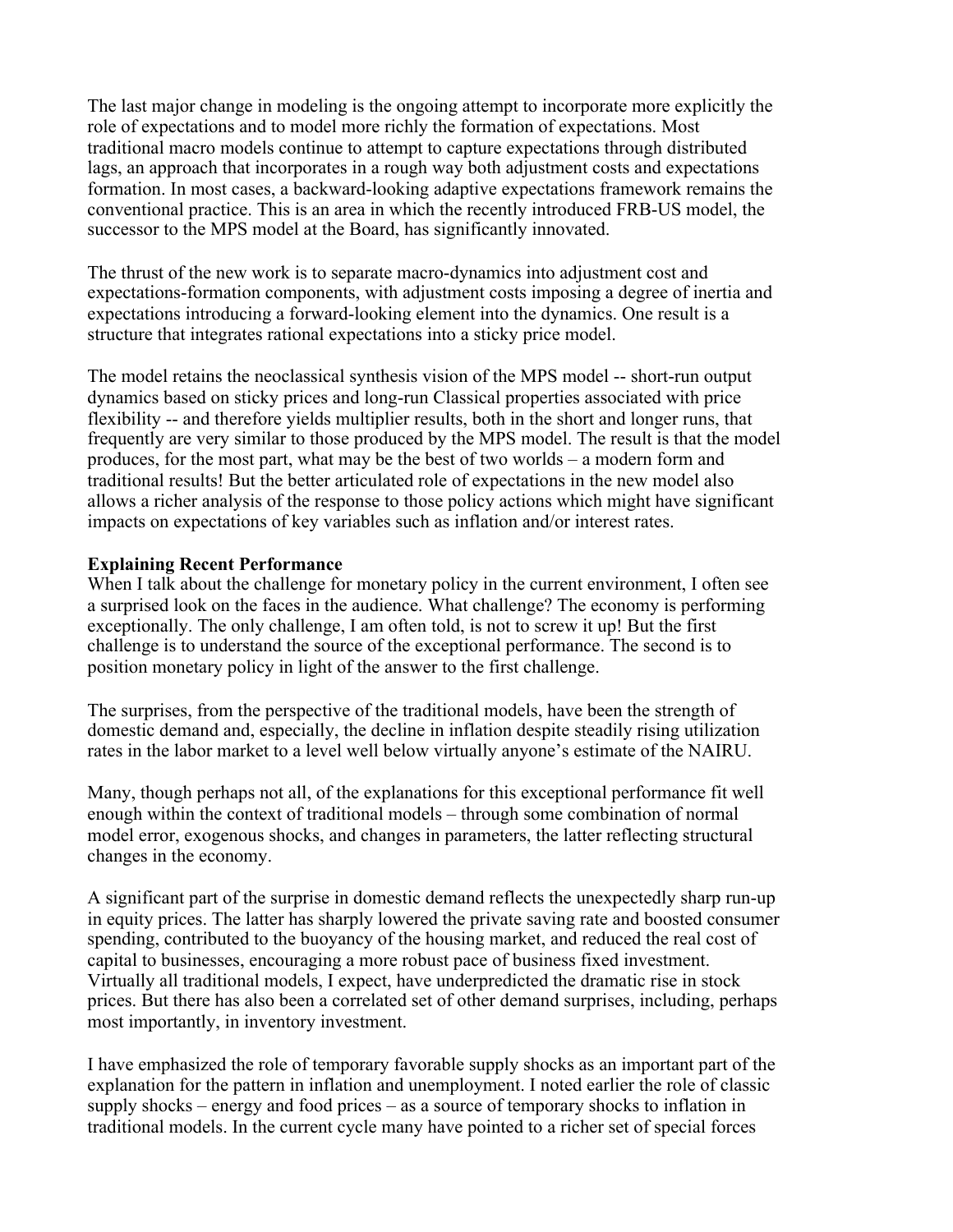The last major change in modeling is the ongoing attempt to incorporate more explicitly the role of expectations and to model more richly the formation of expectations. Most traditional macro models continue to attempt to capture expectations through distributed lags, an approach that incorporates in a rough way both adjustment costs and expectations formation. In most cases, a backward-looking adaptive expectations framework remains the conventional practice. This is an area in which the recently introduced FRB-US model, the successor to the MPS model at the Board, has significantly innovated.

The thrust of the new work is to separate macro-dynamics into adjustment cost and expectations-formation components, with adjustment costs imposing a degree of inertia and expectations introducing a forward-looking element into the dynamics. One result is a structure that integrates rational expectations into a sticky price model.

The model retains the neoclassical synthesis vision of the MPS model -- short-run output dynamics based on sticky prices and long-run Classical properties associated with price flexibility -- and therefore yields multiplier results, both in the short and longer runs, that frequently are very similar to those produced by the MPS model. The result is that the model produces, for the most part, what may be the best of two worlds – a modern form and traditional results! But the better articulated role of expectations in the new model also allows a richer analysis of the response to those policy actions which might have significant impacts on expectations of key variables such as inflation and/or interest rates.

**Explaining Recent Performance**

When I talk about the challenge for monetary policy in the current environment, I often see a surprised look on the faces in the audience. What challenge? The economy is performing exceptionally. The only challenge, I am often told, is not to screw it up! But the first challenge is to understand the source of the exceptional performance. The second is to position monetary policy in light of the answer to the first challenge.

The surprises, from the perspective of the traditional models, have been the strength of domestic demand and, especially, the decline in inflation despite steadily rising utilization rates in the labor market to a level well below virtually anyone's estimate of the NAIRU.

Many, though perhaps not all, of the explanations for this exceptional performance fit well enough within the context of traditional models – through some combination of normal model error, exogenous shocks, and changes in parameters, the latter reflecting structural changes in the economy.

A significant part of the surprise in domestic demand reflects the unexpectedly sharp run-up in equity prices. The latter has sharply lowered the private saving rate and boosted consumer spending, contributed to the buoyancy of the housing market, and reduced the real cost of capital to businesses, encouraging a more robust pace of business fixed investment. Virtually all traditional models, I expect, have underpredicted the dramatic rise in stock prices. But there has also been a correlated set of other demand surprises, including, perhaps most importantly, in inventory investment.

I have emphasized the role of temporary favorable supply shocks as an important part of the explanation for the pattern in inflation and unemployment. I noted earlier the role of classic supply shocks – energy and food prices – as a source of temporary shocks to inflation in traditional models. In the current cycle many have pointed to a richer set of special forces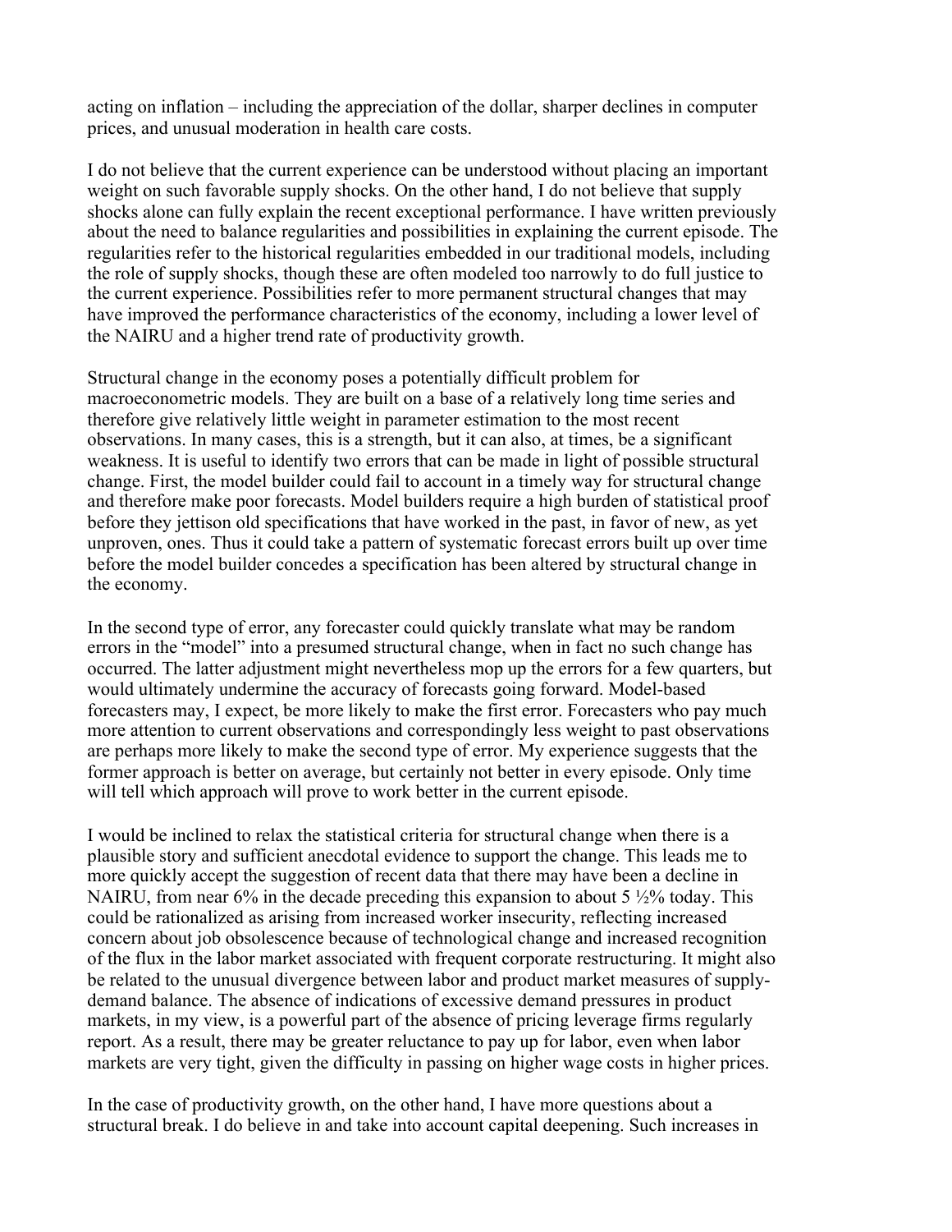acting on inflation – including the appreciation of the dollar, sharper declines in computer prices, and unusual moderation in health care costs.

I do not believe that the current experience can be understood without placing an important weight on such favorable supply shocks. On the other hand, I do not believe that supply shocks alone can fully explain the recent exceptional performance. I have written previously about the need to balance regularities and possibilities in explaining the current episode. The regularities refer to the historical regularities embedded in our traditional models, including the role of supply shocks, though these are often modeled too narrowly to do full justice to the current experience. Possibilities refer to more permanent structural changes that may have improved the performance characteristics of the economy, including a lower level of the NAIRU and a higher trend rate of productivity growth.

Structural change in the economy poses a potentially difficult problem for macroeconometric models. They are built on a base of a relatively long time series and therefore give relatively little weight in parameter estimation to the most recent observations. In many cases, this is a strength, but it can also, at times, be a significant weakness. It is useful to identify two errors that can be made in light of possible structural change. First, the model builder could fail to account in a timely way for structural change and therefore make poor forecasts. Model builders require a high burden of statistical proof before they jettison old specifications that have worked in the past, in favor of new, as yet unproven, ones. Thus it could take a pattern of systematic forecast errors built up over time before the model builder concedes a specification has been altered by structural change in the economy.

In the second type of error, any forecaster could quickly translate what may be random errors in the "model" into a presumed structural change, when in fact no such change has occurred. The latter adjustment might nevertheless mop up the errors for a few quarters, but would ultimately undermine the accuracy of forecasts going forward. Model-based forecasters may, I expect, be more likely to make the first error. Forecasters who pay much more attention to current observations and correspondingly less weight to past observations are perhaps more likely to make the second type of error. My experience suggests that the former approach is better on average, but certainly not better in every episode. Only time will tell which approach will prove to work better in the current episode.

I would be inclined to relax the statistical criteria for structural change when there is a plausible story and sufficient anecdotal evidence to support the change. This leads me to more quickly accept the suggestion of recent data that there may have been a decline in NAIRU, from near 6% in the decade preceding this expansion to about 5 ½% today. This could be rationalized as arising from increased worker insecurity, reflecting increased concern about job obsolescence because of technological change and increased recognition of the flux in the labor market associated with frequent corporate restructuring. It might also be related to the unusual divergence between labor and product market measures of supply-demand balance. The absence of indications of excessive demand pressures in product markets, in my view, is a powerful part of the absence of pricing leverage firms regularly report. As a result, there may be greater reluctance to pay up for labor, even when labor markets are very tight, given the difficulty in passing on higher wage costs in higher prices.

In the case of productivity growth, on the other hand, I have more questions about a structural break. I do believe in and take into account capital deepening. Such increases in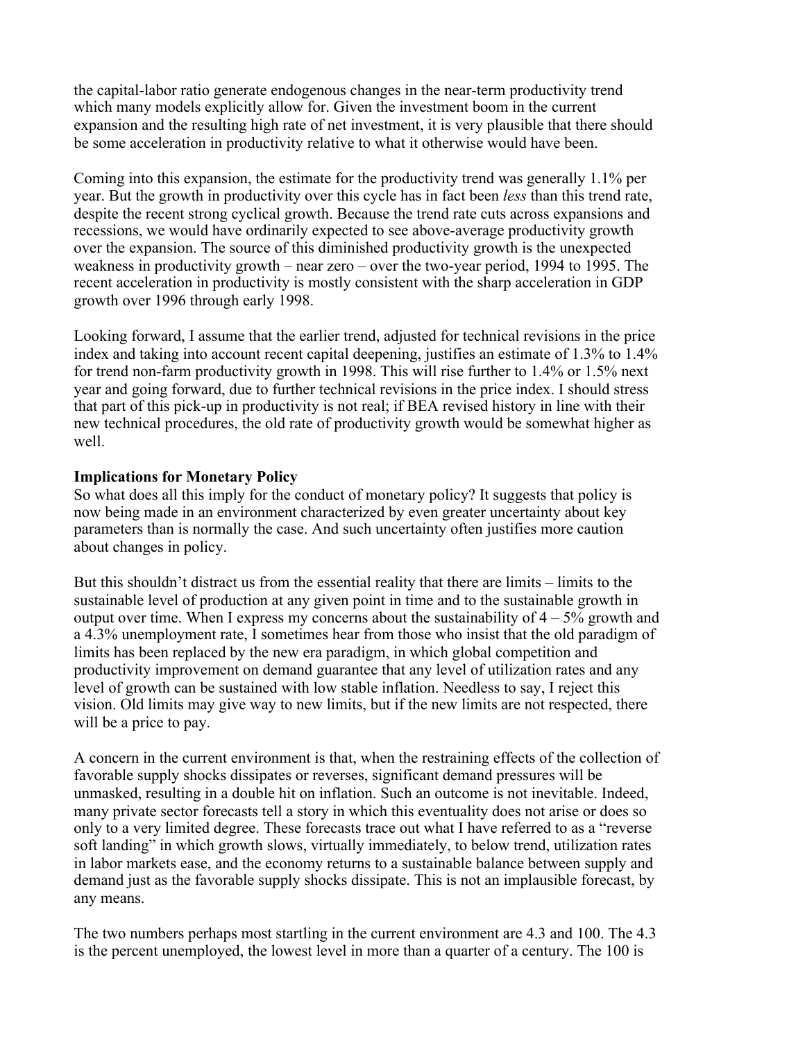the capital-labor ratio generate endogenous changes in the near-term productivity trend which many models explicitly allow for. Given the investment boom in the current expansion and the resulting high rate of net investment, it is very plausible that there should be some acceleration in productivity relative to what it otherwise would have been.

Coming into this expansion, the estimate for the productivity trend was generally 1.1% per year. But the growth in productivity over this cycle has in fact been *less* than this trend rate, despite the recent strong cyclical growth. Because the trend rate cuts across expansions and recessions, we would have ordinarily expected to see above-average productivity growth over the expansion. The source of this diminished productivity growth is the unexpected weakness in productivity growth – near zero – over the two-year period, 1994 to 1995. The recent acceleration in productivity is mostly consistent with the sharp acceleration in GDP growth over 1996 through early 1998.

Looking forward, I assume that the earlier trend, adjusted for technical revisions in the price index and taking into account recent capital deepening, justifies an estimate of 1.3% to 1.4% for trend non-farm productivity growth in 1998. This will rise further to 1.4% or 1.5% next year and going forward, due to further technical revisions in the price index. I should stress that part of this pick-up in productivity is not real; if BEA revised history in line with their new technical procedures, the old rate of productivity growth would be somewhat higher as well.

**Implications for Monetary Policy**

So what does all this imply for the conduct of monetary policy? It suggests that policy is now being made in an environment characterized by even greater uncertainty about key parameters than is normally the case. And such uncertainty often justifies more caution about changes in policy.

But this shouldn't distract us from the essential reality that there are limits – limits to the sustainable level of production at any given point in time and to the sustainable growth in output over time. When I express my concerns about the sustainability of 4 – 5% growth and a 4.3% unemployment rate, I sometimes hear from those who insist that the old paradigm of limits has been replaced by the new era paradigm, in which global competition and productivity improvement on demand guarantee that any level of utilization rates and any level of growth can be sustained with low stable inflation. Needless to say, I reject this vision. Old limits may give way to new limits, but if the new limits are not respected, there will be a price to pay.

A concern in the current environment is that, when the restraining effects of the collection of favorable supply shocks dissipates or reverses, significant demand pressures will be unmasked, resulting in a double hit on inflation. Such an outcome is not inevitable. Indeed, many private sector forecasts tell a story in which this eventuality does not arise or does so only to a very limited degree. These forecasts trace out what I have referred to as a "reverse soft landing" in which growth slows, virtually immediately, to below trend, utilization rates in labor markets ease, and the economy returns to a sustainable balance between supply and demand just as the favorable supply shocks dissipate. This is not an implausible forecast, by any means.

The two numbers perhaps most startling in the current environment are 4.3 and 100. The 4.3 is the percent unemployed, the lowest level in more than a quarter of a century. The 100 is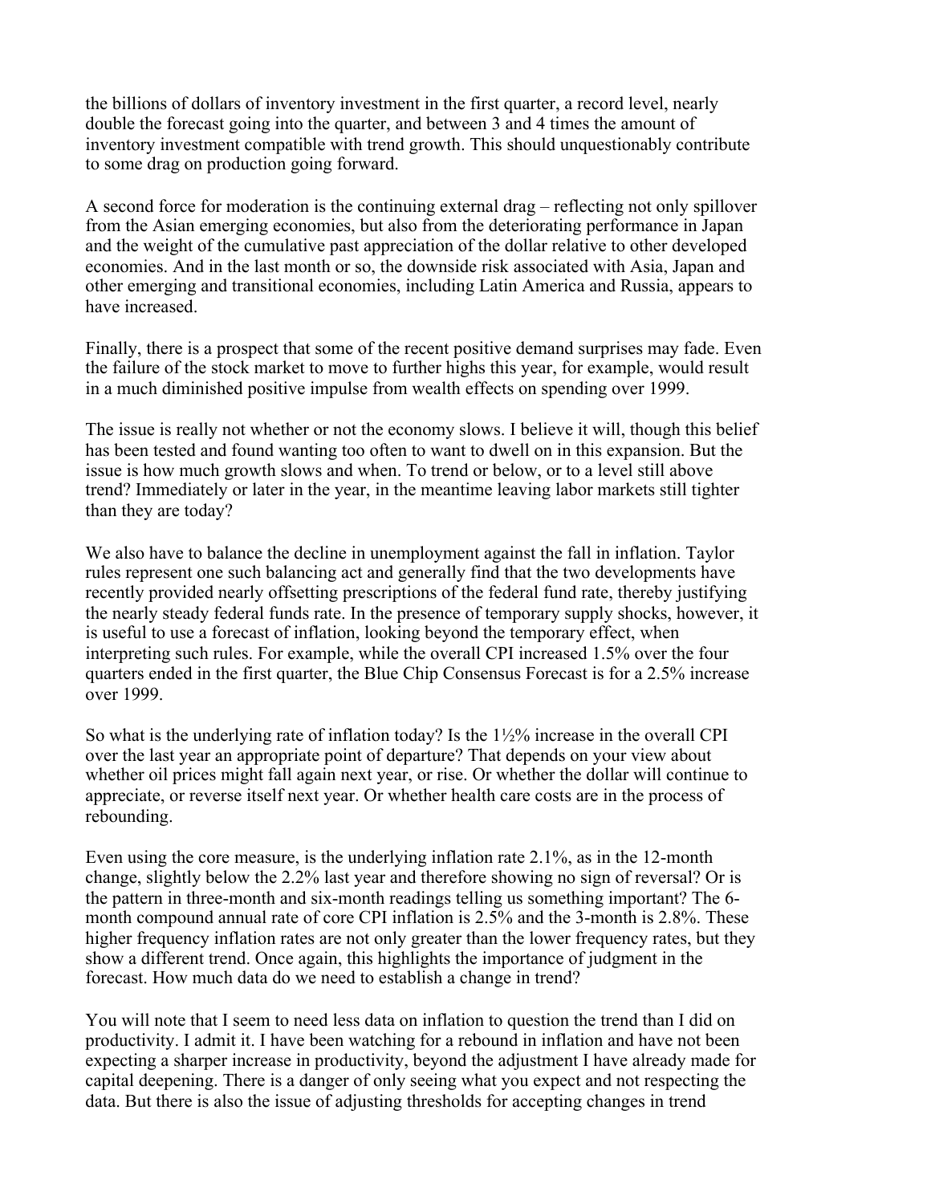the billions of dollars of inventory investment in the first quarter, a record level, nearly double the forecast going into the quarter, and between 3 and 4 times the amount of inventory investment compatible with trend growth. This should unquestionably contribute to some drag on production going forward.

A second force for moderation is the continuing external drag – reflecting not only spillover from the Asian emerging economies, but also from the deteriorating performance in Japan and the weight of the cumulative past appreciation of the dollar relative to other developed economies. And in the last month or so, the downside risk associated with Asia, Japan and other emerging and transitional economies, including Latin America and Russia, appears to have increased.

Finally, there is a prospect that some of the recent positive demand surprises may fade. Even the failure of the stock market to move to further highs this year, for example, would result in a much diminished positive impulse from wealth effects on spending over 1999.

The issue is really not whether or not the economy slows. I believe it will, though this belief has been tested and found wanting too often to want to dwell on in this expansion. But the issue is how much growth slows and when. To trend or below, or to a level still above trend? Immediately or later in the year, in the meantime leaving labor markets still tighter than they are today?

We also have to balance the decline in unemployment against the fall in inflation. Taylor rules represent one such balancing act and generally find that the two developments have recently provided nearly offsetting prescriptions of the federal fund rate, thereby justifying the nearly steady federal funds rate. In the presence of temporary supply shocks, however, it is useful to use a forecast of inflation, looking beyond the temporary effect, when interpreting such rules. For example, while the overall CPI increased 1.5% over the four quarters ended in the first quarter, the Blue Chip Consensus Forecast is for a 2.5% increase over 1999.

So what is the underlying rate of inflation today? Is the 1½% increase in the overall CPI over the last year an appropriate point of departure? That depends on your view about whether oil prices might fall again next year, or rise. Or whether the dollar will continue to appreciate, or reverse itself next year. Or whether health care costs are in the process of rebounding.

Even using the core measure, is the underlying inflation rate 2.1%, as in the 12-month change, slightly below the 2.2% last year and therefore showing no sign of reversal? Or is the pattern in three-month and six-month readings telling us something important? The 6-month compound annual rate of core CPI inflation is 2.5% and the 3-month is 2.8%. These higher frequency inflation rates are not only greater than the lower frequency rates, but they show a different trend. Once again, this highlights the importance of judgment in the forecast. How much data do we need to establish a change in trend?

You will note that I seem to need less data on inflation to question the trend than I did on productivity. I admit it. I have been watching for a rebound in inflation and have not been expecting a sharper increase in productivity, beyond the adjustment I have already made for capital deepening. There is a danger of only seeing what you expect and not respecting the data. But there is also the issue of adjusting thresholds for accepting changes in trend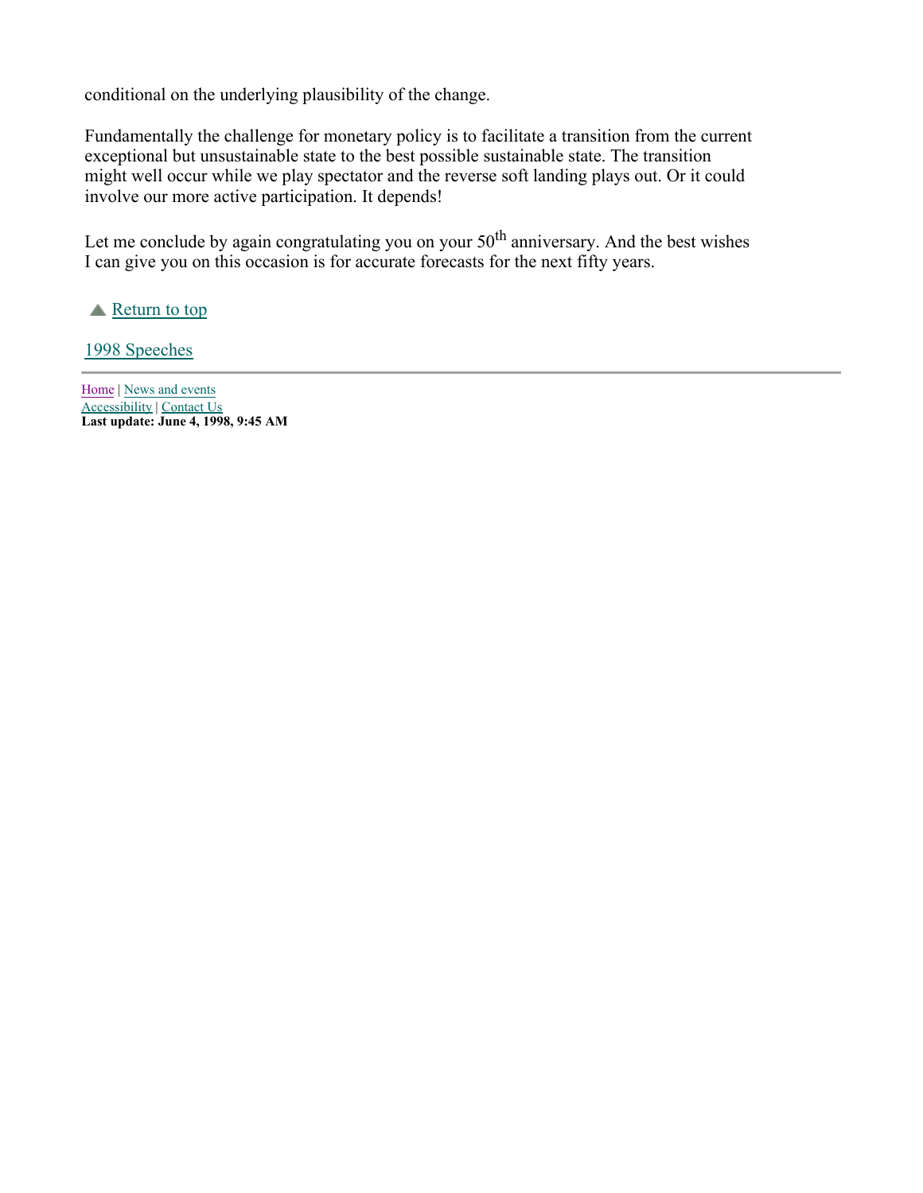conditional on the underlying plausibility of the change.

Fundamentally the challenge for monetary policy is to facilitate a transition from the current exceptional but unsustainable state to the best possible sustainable state. The transition might well occur while we play spectator and the reverse soft landing plays out. Or it could involve our more active participation. It depends!

Let me conclude by again congratulating you on your 50th anniversary. And the best wishes I can give you on this occasion is for accurate forecasts for the next fifty years.

Return to top

1998 Speeches

---

Home | News and events
Accessibility | Contact Us
**Last update: June 4, 1998, 9:45 AM**